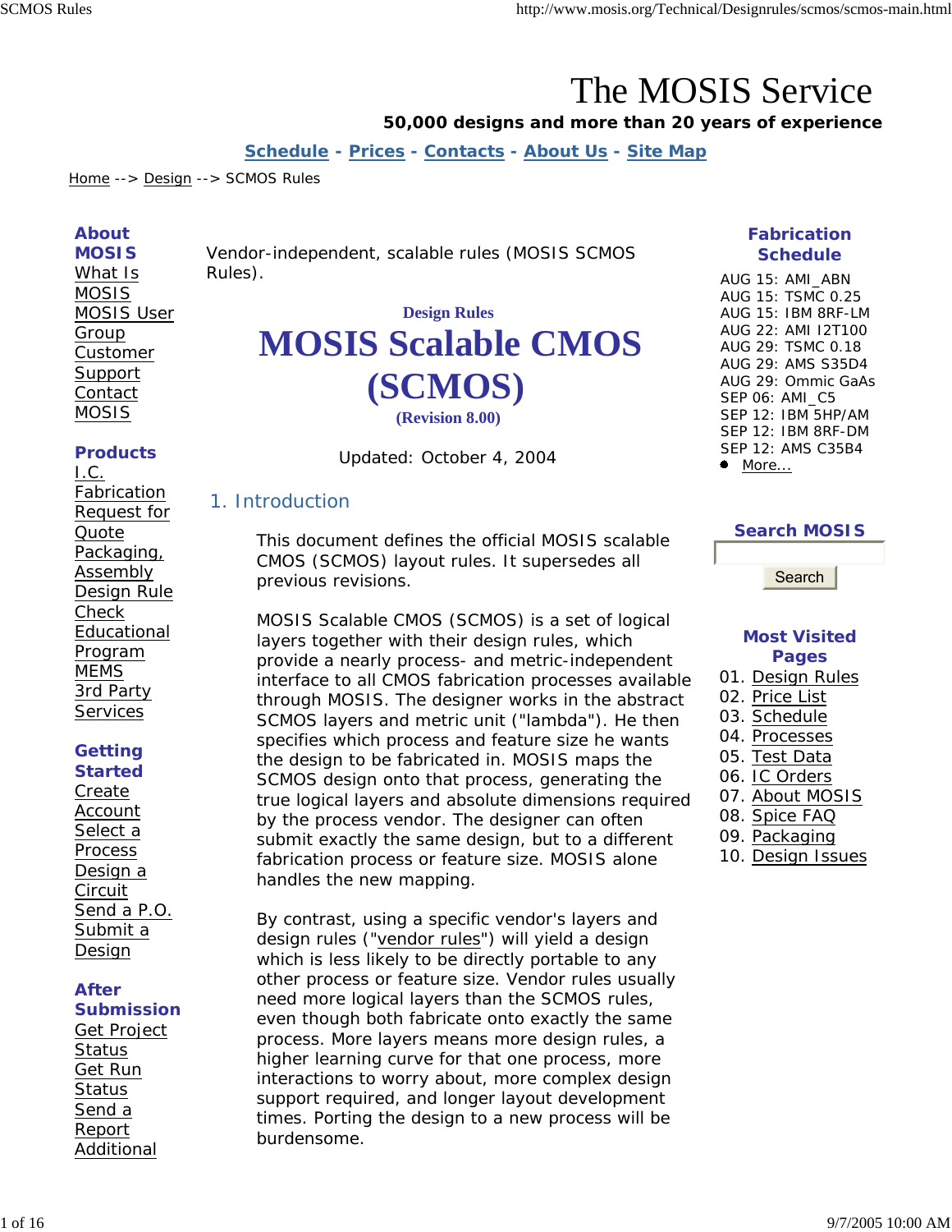# The MOSIS Service

**50,000 designs and more than 20 years of experience**

**Schedule - Prices - Contacts - About Us - Site Map**

Home --> Design --> SCMOS Rules

**About MOSIS**
- What Is MOSIS
- MOSIS User Group
- Customer Support
- Contact MOSIS

**Products**
- I.C. Fabrication
- Request for Quote
- Packaging, Assembly
- Design Rule Check
- Educational Program
- MEMS
- 3rd Party Services

**Getting Started**
- Create Account
- Select a Process
- Design a Circuit
- Send a P.O.
- Submit a Design

**After Submission**
- Get Project Status
- Get Run Status
- Send a Report
- Additional

Vendor-independent, scalable rules (MOSIS SCMOS Rules).

**Design Rules**

# MOSIS Scalable CMOS (SCMOS)

**(Revision 8.00)**

Updated: October 4, 2004

## 1. Introduction

This document defines the official MOSIS scalable CMOS (SCMOS) layout rules. It supersedes all previous revisions.

MOSIS Scalable CMOS (SCMOS) is a set of logical layers together with their design rules, which provide a nearly process- and metric-independent interface to all CMOS fabrication processes available through MOSIS. The designer works in the abstract SCMOS layers and metric unit ("lambda"). He then specifies which process and feature size he wants the design to be fabricated in. MOSIS maps the SCMOS design onto that process, generating the true logical layers and absolute dimensions required by the process vendor. The designer can often submit exactly the same design, but to a different fabrication process or feature size. MOSIS alone handles the new mapping.

By contrast, using a specific vendor's layers and design rules ("vendor rules") will yield a design which is less likely to be directly portable to any other process or feature size. Vendor rules usually need more logical layers than the SCMOS rules, even though both fabricate onto exactly the same process. More layers means more design rules, a higher learning curve for that one process, more interactions to worry about, more complex design support required, and longer layout development times. Porting the design to a new process will be burdensome.

**Fabrication Schedule**

- AUG 15: AMI_ABN
- AUG 15: TSMC 0.25
- AUG 15: IBM 8RF-LM
- AUG 22: AMI I2T100
- AUG 29: TSMC 0.18
- AUG 29: AMS S35D4
- AUG 29: Ommic GaAs
- SEP 06: AMI_C5
- SEP 12: IBM 5HP/AM
- SEP 12: IBM 8RF-DM
- SEP 12: AMS C35B4
- More...

**Search MOSIS**

Search

**Most Visited Pages**

01. Design Rules
02. Price List
03. Schedule
04. Processes
05. Test Data
06. IC Orders
07. About MOSIS
08. Spice FAQ
09. Packaging
10. Design Issues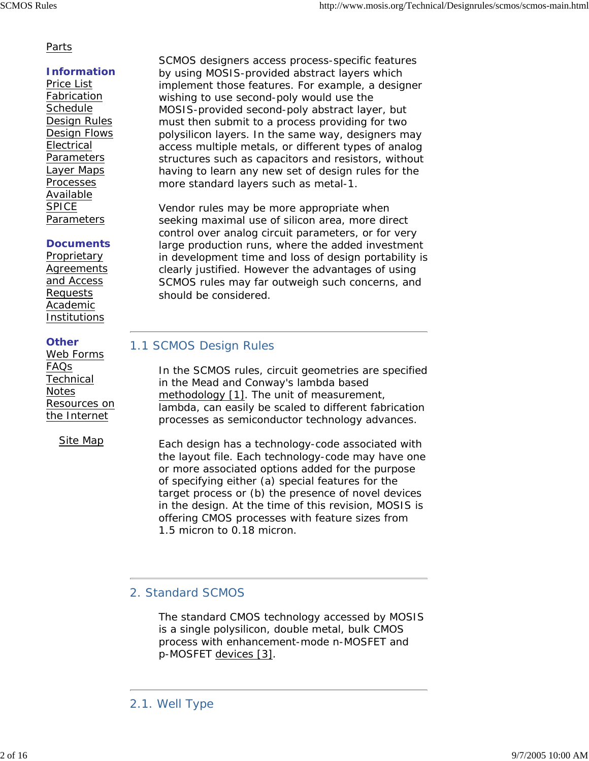Parts

**Information**
Price List
Fabrication
Schedule
Design Rules
Design Flows
Electrical
Parameters
Layer Maps
Processes
Available
SPICE
Parameters

**Documents**
Proprietary
Agreements
and Access
Requests
Academic
Institutions

**Other**
Web Forms
FAQs
Technical
Notes
Resources on
the Internet

Site Map

SCMOS designers access process-specific features by using MOSIS-provided abstract layers which implement those features. For example, a designer wishing to use second-poly would use the MOSIS-provided second-poly abstract layer, but must then submit to a process providing for two polysilicon layers. In the same way, designers may access multiple metals, or different types of analog structures such as capacitors and resistors, without having to learn any new set of design rules for the more standard layers such as metal-1.

Vendor rules may be more appropriate when seeking maximal use of silicon area, more direct control over analog circuit parameters, or for very large production runs, where the added investment in development time and loss of design portability is clearly justified. However the advantages of using SCMOS rules may far outweigh such concerns, and should be considered.

## 1.1 SCMOS Design Rules

In the SCMOS rules, circuit geometries are specified in the Mead and Conway's lambda based methodology [1]. The unit of measurement, lambda, can easily be scaled to different fabrication processes as semiconductor technology advances.

Each design has a technology-code associated with the layout file. Each technology-code may have one or more associated options added for the purpose of specifying either (a) special features for the target process or (b) the presence of novel devices in the design. At the time of this revision, MOSIS is offering CMOS processes with feature sizes from 1.5 micron to 0.18 micron.

## 2. Standard SCMOS

The standard CMOS technology accessed by MOSIS is a single polysilicon, double metal, bulk CMOS process with enhancement-mode n-MOSFET and p-MOSFET devices [3].

## 2.1. Well Type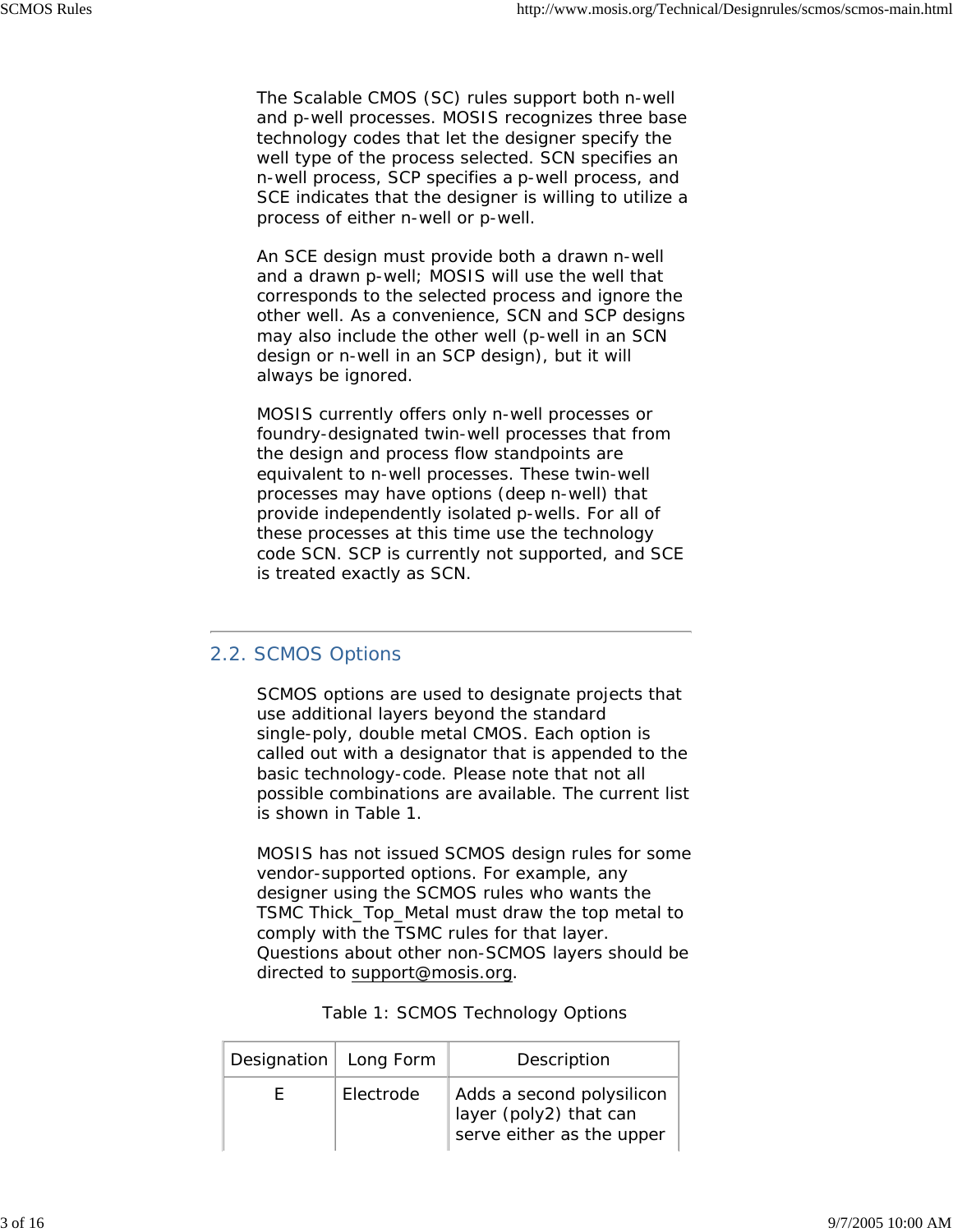The Scalable CMOS (SC) rules support both n-well and p-well processes. MOSIS recognizes three base technology codes that let the designer specify the well type of the process selected. SCN specifies an n-well process, SCP specifies a p-well process, and SCE indicates that the designer is willing to utilize a process of either n-well or p-well.

An SCE design must provide both a drawn n-well and a drawn p-well; MOSIS will use the well that corresponds to the selected process and ignore the other well. As a convenience, SCN and SCP designs may also include the other well (p-well in an SCN design or n-well in an SCP design), but it will always be ignored.

MOSIS currently offers only n-well processes or foundry-designated twin-well processes that from the design and process flow standpoints are equivalent to n-well processes. These twin-well processes may have options (deep n-well) that provide independently isolated p-wells. For all of these processes at this time use the technology code SCN. SCP is currently not supported, and SCE is treated exactly as SCN.

## 2.2. SCMOS Options

SCMOS options are used to designate projects that use additional layers beyond the standard single-poly, double metal CMOS. Each option is called out with a designator that is appended to the basic technology-code. Please note that not all possible combinations are available. The current list is shown in Table 1.

MOSIS has not issued SCMOS design rules for some vendor-supported options. For example, any designer using the SCMOS rules who wants the TSMC Thick_Top_Metal must draw the top metal to comply with the TSMC rules for that layer. Questions about other non-SCMOS layers should be directed to support@mosis.org.

Table 1: SCMOS Technology Options

| Designation | Long Form | Description |
|---|---|---|
| E | Electrode | Adds a second polysilicon layer (poly2) that can serve either as the upper |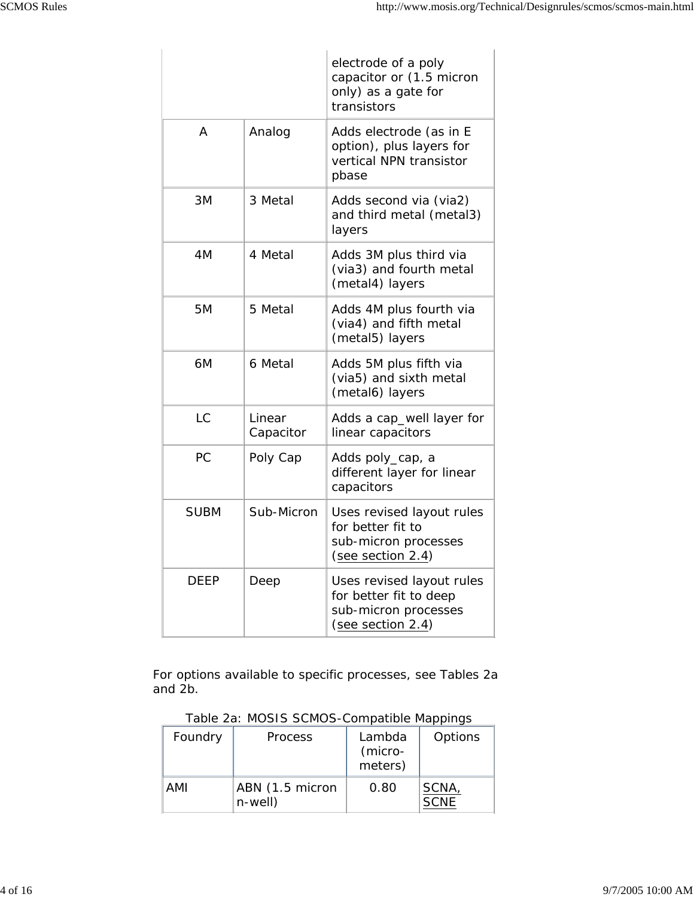| | | |
|---|---|---|
| | | electrode of a poly capacitor or (1.5 micron only) as a gate for transistors |
| A | Analog | Adds electrode (as in E option), plus layers for vertical NPN transistor pbase |
| 3M | 3 Metal | Adds second via (via2) and third metal (metal3) layers |
| 4M | 4 Metal | Adds 3M plus third via (via3) and fourth metal (metal4) layers |
| 5M | 5 Metal | Adds 4M plus fourth via (via4) and fifth metal (metal5) layers |
| 6M | 6 Metal | Adds 5M plus fifth via (via5) and sixth metal (metal6) layers |
| LC | Linear Capacitor | Adds a cap_well layer for linear capacitors |
| PC | Poly Cap | Adds poly_cap, a different layer for linear capacitors |
| SUBM | Sub-Micron | Uses revised layout rules for better fit to sub-micron processes (see section 2.4) |
| DEEP | Deep | Uses revised layout rules for better fit to deep sub-micron processes (see section 2.4) |

For options available to specific processes, see Tables 2a and 2b.

Table 2a: MOSIS SCMOS-Compatible Mappings

| Foundry | Process | Lambda (micro-meters) | Options |
|---|---|---|---|
| AMI | ABN (1.5 micron n-well) | 0.80 | SCNA, SCNE |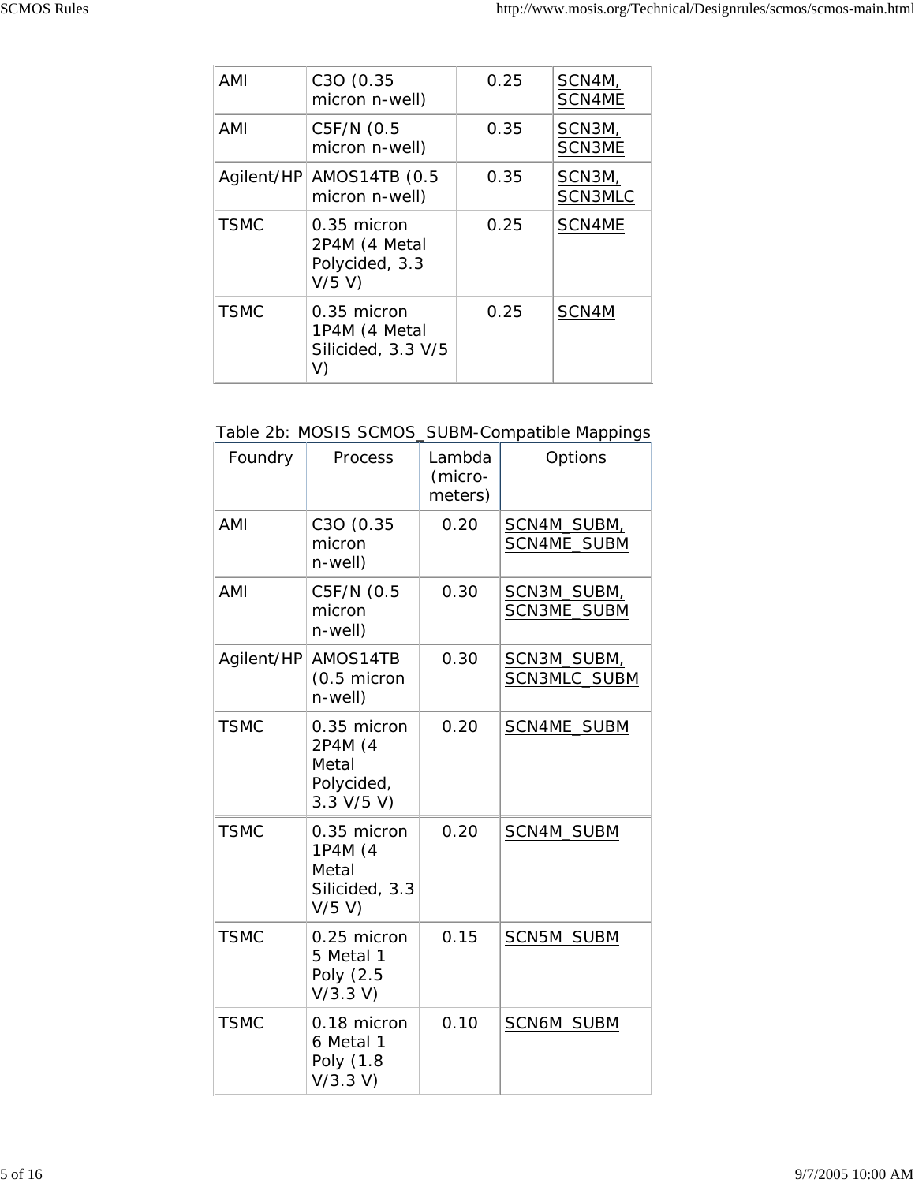| AMI | C3O (0.35 micron n-well) | 0.25 | SCN4M, SCN4ME |
|---|---|---|---|
| AMI | C5F/N (0.5 micron n-well) | 0.35 | SCN3M, SCN3ME |
| Agilent/HP | AMOS14TB (0.5 micron n-well) | 0.35 | SCN3M, SCN3MLC |
| TSMC | 0.35 micron 2P4M (4 Metal Polycided, 3.3 V/5 V) | 0.25 | SCN4ME |
| TSMC | 0.35 micron 1P4M (4 Metal Silicided, 3.3 V/5 V) | 0.25 | SCN4M |

Table 2b: MOSIS SCMOS_SUBM-Compatible Mappings

| Foundry | Process | Lambda (micro-meters) | Options |
|---|---|---|---|
| AMI | C3O (0.35 micron n-well) | 0.20 | SCN4M_SUBM, SCN4ME_SUBM |
| AMI | C5F/N (0.5 micron n-well) | 0.30 | SCN3M_SUBM, SCN3ME_SUBM |
| Agilent/HP | AMOS14TB (0.5 micron n-well) | 0.30 | SCN3M_SUBM, SCN3MLC_SUBM |
| TSMC | 0.35 micron 2P4M (4 Metal Polycided, 3.3 V/5 V) | 0.20 | SCN4ME_SUBM |
| TSMC | 0.35 micron 1P4M (4 Metal Silicided, 3.3 V/5 V) | 0.20 | SCN4M_SUBM |
| TSMC | 0.25 micron 5 Metal 1 Poly (2.5 V/3.3 V) | 0.15 | SCN5M_SUBM |
| TSMC | 0.18 micron 6 Metal 1 Poly (1.8 V/3.3 V) | 0.10 | SCN6M_SUBM |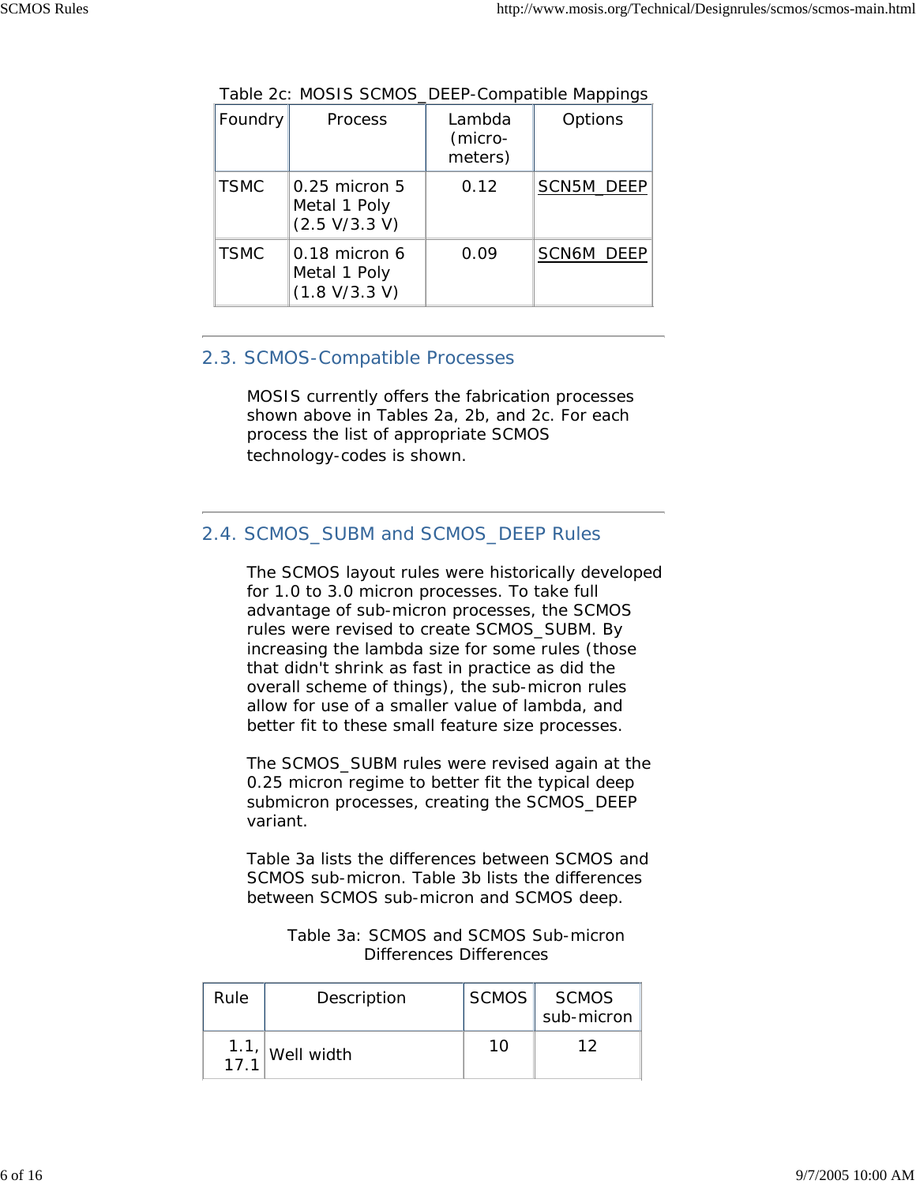Table 2c: MOSIS SCMOS_DEEP-Compatible Mappings

| Foundry | Process | Lambda (micro-meters) | Options |
|---|---|---|---|
| TSMC | 0.25 micron 5 Metal 1 Poly (2.5 V/3.3 V) | 0.12 | SCN5M_DEEP |
| TSMC | 0.18 micron 6 Metal 1 Poly (1.8 V/3.3 V) | 0.09 | SCN6M_DEEP |

## 2.3. SCMOS-Compatible Processes

MOSIS currently offers the fabrication processes shown above in Tables 2a, 2b, and 2c. For each process the list of appropriate SCMOS technology-codes is shown.

## 2.4. SCMOS_SUBM and SCMOS_DEEP Rules

The SCMOS layout rules were historically developed for 1.0 to 3.0 micron processes. To take full advantage of sub-micron processes, the SCMOS rules were revised to create SCMOS_SUBM. By increasing the lambda size for some rules (those that didn't shrink as fast in practice as did the overall scheme of things), the sub-micron rules allow for use of a smaller value of lambda, and better fit to these small feature size processes.

The SCMOS_SUBM rules were revised again at the 0.25 micron regime to better fit the typical deep submicron processes, creating the SCMOS_DEEP variant.

Table 3a lists the differences between SCMOS and SCMOS sub-micron. Table 3b lists the differences between SCMOS sub-micron and SCMOS deep.

Table 3a: SCMOS and SCMOS Sub-micron Differences Differences

| Rule | Description | SCMOS | SCMOS sub-micron |
|---|---|---|---|
| 1.1, 17.1 | Well width | 10 | 12 |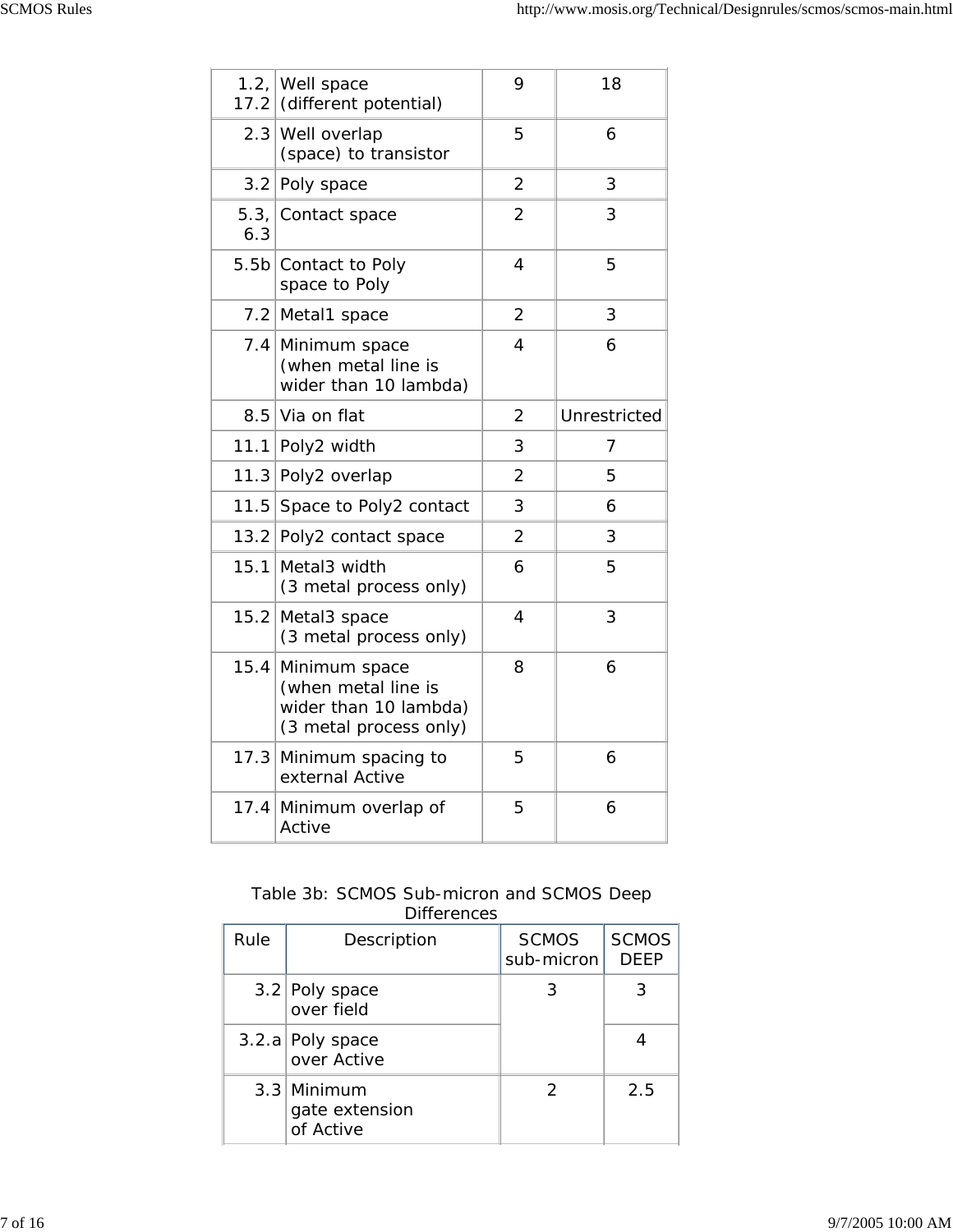| 1.2, 17.2 | Well space (different potential) | 9 | 18 |
|---|---|---|---|
| 2.3 | Well overlap (space) to transistor | 5 | 6 |
| 3.2 | Poly space | 2 | 3 |
| 5.3, 6.3 | Contact space | 2 | 3 |
| 5.5b | Contact to Poly space to Poly | 4 | 5 |
| 7.2 | Metal1 space | 2 | 3 |
| 7.4 | Minimum space (when metal line is wider than 10 lambda) | 4 | 6 |
| 8.5 | Via on flat | 2 | Unrestricted |
| 11.1 | Poly2 width | 3 | 7 |
| 11.3 | Poly2 overlap | 2 | 5 |
| 11.5 | Space to Poly2 contact | 3 | 6 |
| 13.2 | Poly2 contact space | 2 | 3 |
| 15.1 | Metal3 width (3 metal process only) | 6 | 5 |
| 15.2 | Metal3 space (3 metal process only) | 4 | 3 |
| 15.4 | Minimum space (when metal line is wider than 10 lambda) (3 metal process only) | 8 | 6 |
| 17.3 | Minimum spacing to external Active | 5 | 6 |
| 17.4 | Minimum overlap of Active | 5 | 6 |

Table 3b: SCMOS Sub-micron and SCMOS Deep Differences

| Rule | Description | SCMOS sub-micron | SCMOS DEEP |
|---|---|---|---|
| 3.2 | Poly space over field | 3 | 3 |
| 3.2.a | Poly space over Active | | 4 |
| 3.3 | Minimum gate extension of Active | 2 | 2.5 |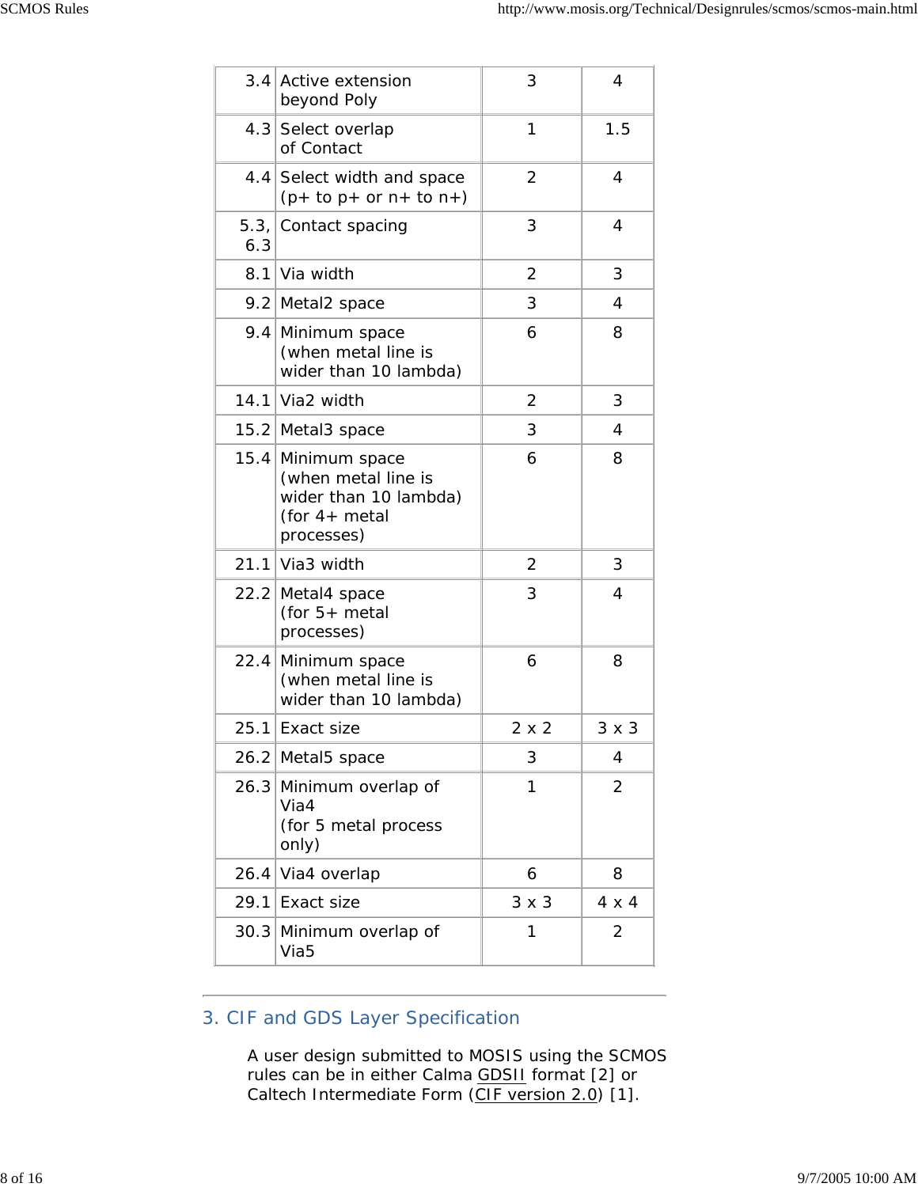| 3.4 | Active extension beyond Poly | 3 | 4 |
|---|---|---|---|
| 4.3 | Select overlap of Contact | 1 | 1.5 |
| 4.4 | Select width and space (p+ to p+ or n+ to n+) | 2 | 4 |
| 5.3, 6.3 | Contact spacing | 3 | 4 |
| 8.1 | Via width | 2 | 3 |
| 9.2 | Metal2 space | 3 | 4 |
| 9.4 | Minimum space (when metal line is wider than 10 lambda) | 6 | 8 |
| 14.1 | Via2 width | 2 | 3 |
| 15.2 | Metal3 space | 3 | 4 |
| 15.4 | Minimum space (when metal line is wider than 10 lambda) (for 4+ metal processes) | 6 | 8 |
| 21.1 | Via3 width | 2 | 3 |
| 22.2 | Metal4 space (for 5+ metal processes) | 3 | 4 |
| 22.4 | Minimum space (when metal line is wider than 10 lambda) | 6 | 8 |
| 25.1 | Exact size | 2 x 2 | 3 x 3 |
| 26.2 | Metal5 space | 3 | 4 |
| 26.3 | Minimum overlap of Via4 (for 5 metal process only) | 1 | 2 |
| 26.4 | Via4 overlap | 6 | 8 |
| 29.1 | Exact size | 3 x 3 | 4 x 4 |
| 30.3 | Minimum overlap of Via5 | 1 | 2 |

## 3. CIF and GDS Layer Specification

A user design submitted to MOSIS using the SCMOS rules can be in either Calma GDSII format [2] or Caltech Intermediate Form (CIF version 2.0) [1].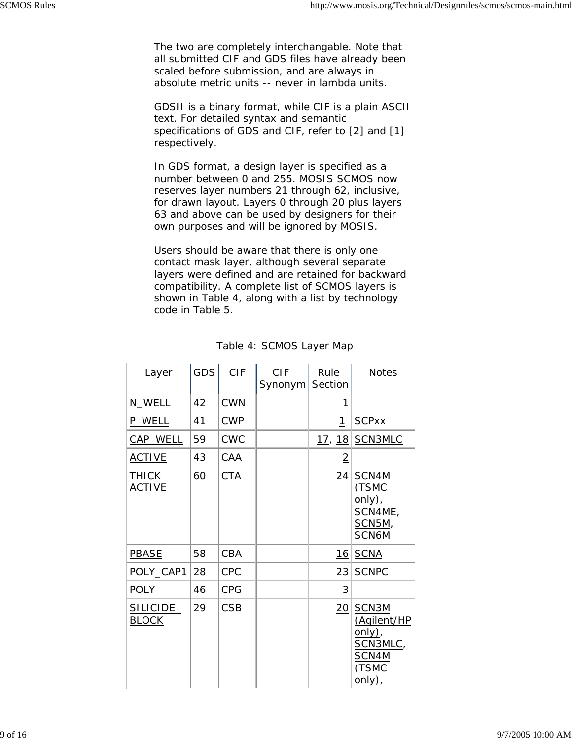The two are completely interchangable. Note that all submitted CIF and GDS files have already been scaled before submission, and are always in absolute metric units -- never in lambda units.

GDSII is a binary format, while CIF is a plain ASCII text. For detailed syntax and semantic specifications of GDS and CIF, refer to [2] and [1] respectively.

In GDS format, a design layer is specified as a number between 0 and 255. MOSIS SCMOS now reserves layer numbers 21 through 62, inclusive, for drawn layout. Layers 0 through 20 plus layers 63 and above can be used by designers for their own purposes and will be ignored by MOSIS.

Users should be aware that there is only one contact mask layer, although several separate layers were defined and are retained for backward compatibility. A complete list of SCMOS layers is shown in Table 4, along with a list by technology code in Table 5.

Table 4: SCMOS Layer Map

| Layer | GDS | CIF | CIF Synonym | Rule Section | Notes |
|---|---|---|---|---|---|
| N_WELL | 42 | CWN | | 1 | |
| P_WELL | 41 | CWP | | 1 | SCPxx |
| CAP_WELL | 59 | CWC | | 17, 18 | SCN3MLC |
| ACTIVE | 43 | CAA | | 2 | |
| THICK_ACTIVE | 60 | CTA | | 24 | SCN4M (TSMC only), SCN4ME, SCN5M, SCN6M |
| PBASE | 58 | CBA | | 16 | SCNA |
| POLY_CAP1 | 28 | CPC | | 23 | SCNPC |
| POLY | 46 | CPG | | 3 | |
| SILICIDE_BLOCK | 29 | CSB | | 20 | SCN3M (Agilent/HP only), SCN3MLC, SCN4M (TSMC only), |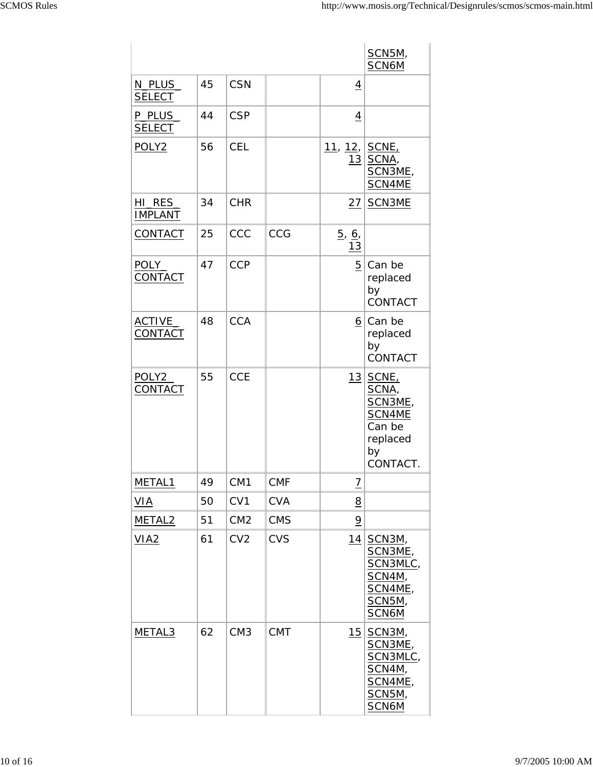| | | | | | SCN5M, SCN6M |
|---|---|---|---|---|---|
| N_PLUS_ SELECT | 45 | CSN | | 4 | |
| P_PLUS_ SELECT | 44 | CSP | | 4 | |
| POLY2 | 56 | CEL | | 11, 12, 13 | SCNE, SCNA, SCN3ME, SCN4ME |
| HI_RES_ IMPLANT | 34 | CHR | | 27 | SCN3ME |
| CONTACT | 25 | CCC | CCG | 5, 6, 13 | |
| POLY_ CONTACT | 47 | CCP | | 5 | Can be replaced by CONTACT |
| ACTIVE_ CONTACT | 48 | CCA | | 6 | Can be replaced by CONTACT |
| POLY2_ CONTACT | 55 | CCE | | 13 | SCNE, SCNA, SCN3ME, SCN4ME Can be replaced by CONTACT. |
| METAL1 | 49 | CM1 | CMF | 7 | |
| VIA | 50 | CV1 | CVA | 8 | |
| METAL2 | 51 | CM2 | CMS | 9 | |
| VIA2 | 61 | CV2 | CVS | 14 | SCN3M, SCN3ME, SCN3MLC, SCN4M, SCN4ME, SCN5M, SCN6M |
| METAL3 | 62 | CM3 | CMT | 15 | SCN3M, SCN3ME, SCN3MLC, SCN4M, SCN4ME, SCN5M, SCN6M |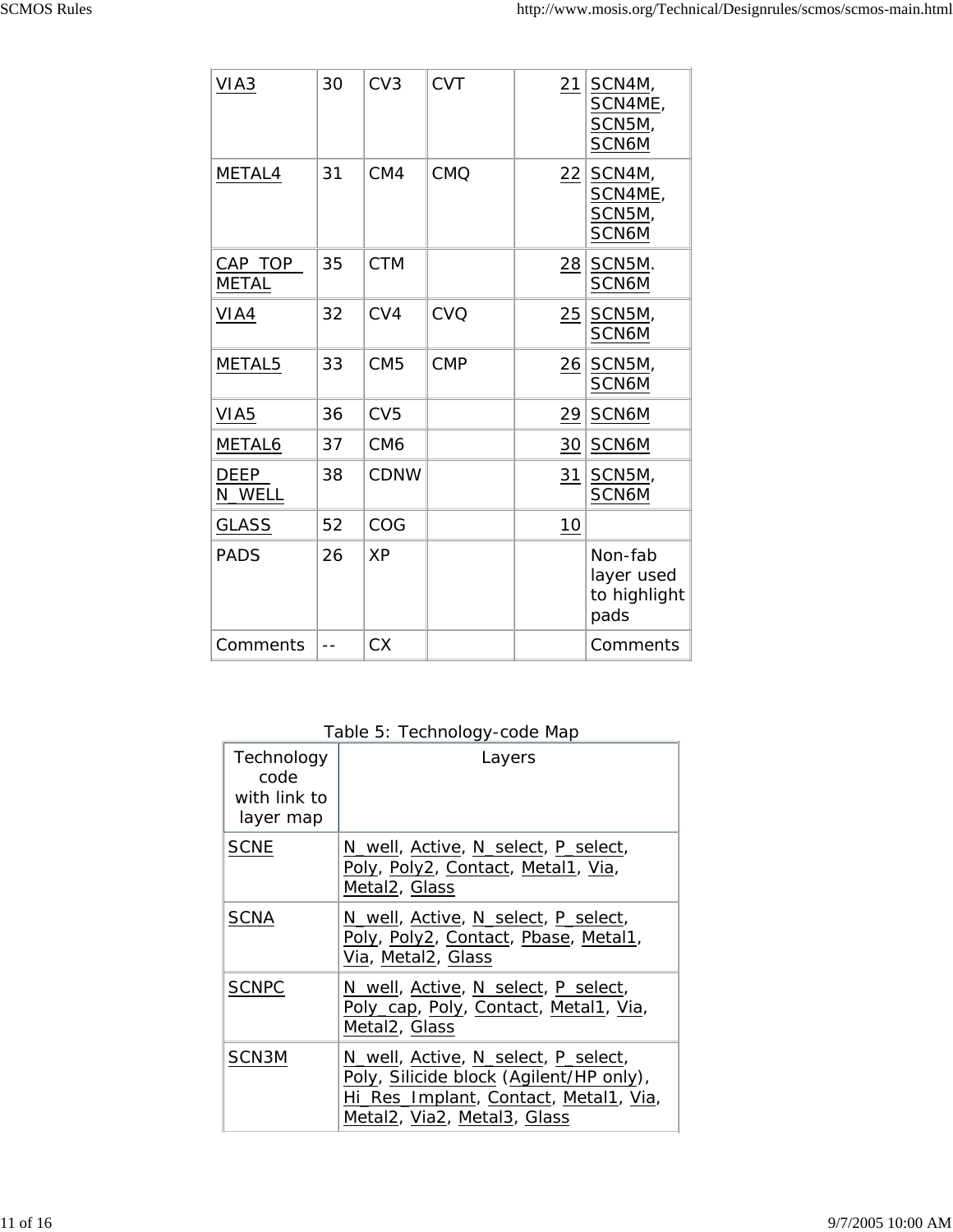| VIA3 | 30 | CV3 | CVT | 21 | SCN4M, SCN4ME, SCN5M, SCN6M |
|---|---|---|---|---|---|
| METAL4 | 31 | CM4 | CMQ | 22 | SCN4M, SCN4ME, SCN5M, SCN6M |
| CAP_TOP_METAL | 35 | CTM | | 28 | SCN5M. SCN6M |
| VIA4 | 32 | CV4 | CVQ | 25 | SCN5M, SCN6M |
| METAL5 | 33 | CM5 | CMP | 26 | SCN5M, SCN6M |
| VIA5 | 36 | CV5 | | 29 | SCN6M |
| METAL6 | 37 | CM6 | | 30 | SCN6M |
| DEEP_N_WELL | 38 | CDNW | | 31 | SCN5M, SCN6M |
| GLASS | 52 | COG | | 10 | |
| PADS | 26 | XP | | | Non-fab layer used to highlight pads |
| Comments | -- | CX | | | Comments |

Table 5: Technology-code Map

| Technology code with link to layer map | Layers |
|---|---|
| SCNE | N_well, Active, N_select, P_select, Poly, Poly2, Contact, Metal1, Via, Metal2, Glass |
| SCNA | N_well, Active, N_select, P_select, Poly, Poly2, Contact, Pbase, Metal1, Via, Metal2, Glass |
| SCNPC | N_well, Active, N_select, P_select, Poly_cap, Poly, Contact, Metal1, Via, Metal2, Glass |
| SCN3M | N_well, Active, N_select, P_select, Poly, Silicide block (Agilent/HP only), Hi_Res_Implant, Contact, Metal1, Via, Metal2, Via2, Metal3, Glass |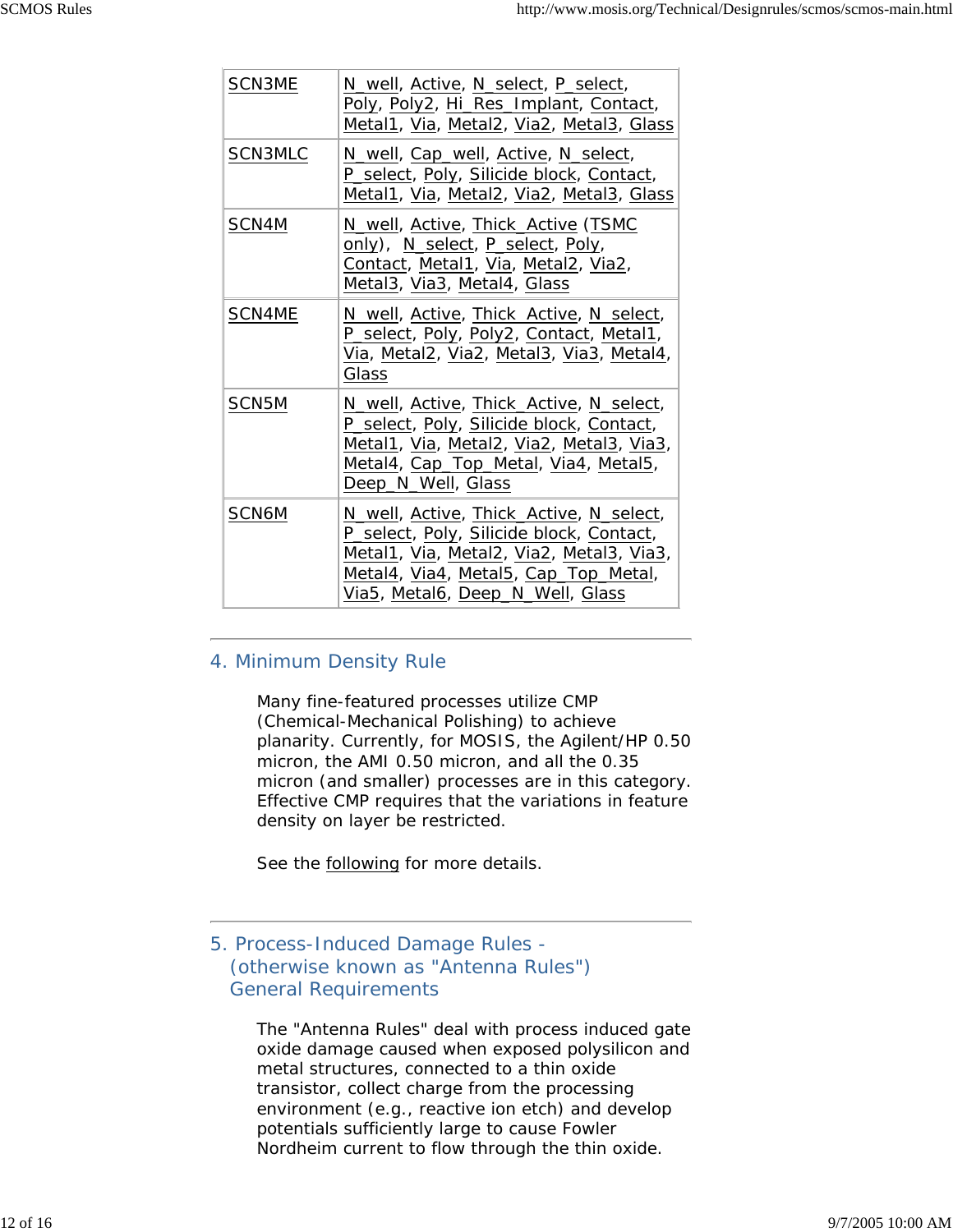| | |
|---|---|
| SCN3ME | N_well, Active, N_select, P_select, Poly, Poly2, Hi_Res_Implant, Contact, Metal1, Via, Metal2, Via2, Metal3, Glass |
| SCN3MLC | N_well, Cap_well, Active, N_select, P_select, Poly, Silicide block, Contact, Metal1, Via, Metal2, Via2, Metal3, Glass |
| SCN4M | N_well, Active, Thick_Active (TSMC only), N_select, P_select, Poly, Contact, Metal1, Via, Metal2, Via2, Metal3, Via3, Metal4, Glass |
| SCN4ME | N_well, Active, Thick_Active, N_select, P_select, Poly, Poly2, Contact, Metal1, Via, Metal2, Via2, Metal3, Via3, Metal4, Glass |
| SCN5M | N_well, Active, Thick_Active, N_select, P_select, Poly, Silicide block, Contact, Metal1, Via, Metal2, Via2, Metal3, Via3, Metal4, Cap_Top_Metal, Via4, Metal5, Deep_N_Well, Glass |
| SCN6M | N_well, Active, Thick_Active, N_select, P_select, Poly, Silicide block, Contact, Metal1, Via, Metal2, Via2, Metal3, Via3, Metal4, Via4, Metal5, Cap_Top_Metal, Via5, Metal6, Deep_N_Well, Glass |

## 4. Minimum Density Rule

Many fine-featured processes utilize CMP (Chemical-Mechanical Polishing) to achieve planarity. Currently, for MOSIS, the Agilent/HP 0.50 micron, the AMI 0.50 micron, and all the 0.35 micron (and smaller) processes are in this category. Effective CMP requires that the variations in feature density on layer be restricted.

See the following for more details.

## 5. Process-Induced Damage Rules - (otherwise known as "Antenna Rules") General Requirements

The "Antenna Rules" deal with process induced gate oxide damage caused when exposed polysilicon and metal structures, connected to a thin oxide transistor, collect charge from the processing environment (e.g., reactive ion etch) and develop potentials sufficiently large to cause Fowler Nordheim current to flow through the thin oxide.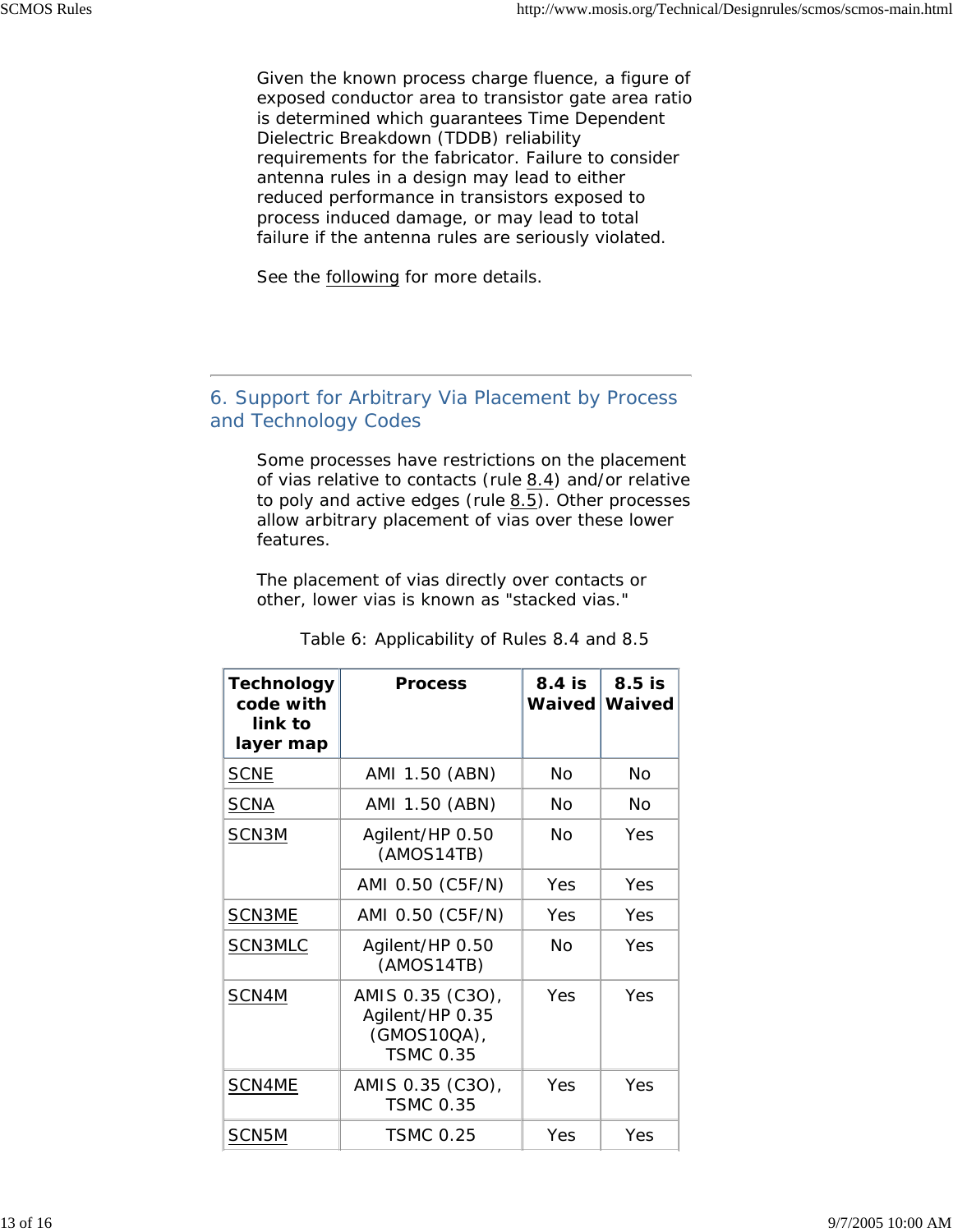Given the known process charge fluence, a figure of exposed conductor area to transistor gate area ratio is determined which guarantees Time Dependent Dielectric Breakdown (TDDB) reliability requirements for the fabricator. Failure to consider antenna rules in a design may lead to either reduced performance in transistors exposed to process induced damage, or may lead to total failure if the antenna rules are seriously violated.

See the following for more details.

---

## 6. Support for Arbitrary Via Placement by Process and Technology Codes

Some processes have restrictions on the placement of vias relative to contacts (rule 8.4) and/or relative to poly and active edges (rule 8.5). Other processes allow arbitrary placement of vias over these lower features.

The placement of vias directly over contacts or other, lower vias is known as "stacked vias."

Table 6: Applicability of Rules 8.4 and 8.5

| Technology code with link to layer map | Process | 8.4 is Waived | 8.5 is Waived |
|---|---|---|---|
| SCNE | AMI 1.50 (ABN) | No | No |
| SCNA | AMI 1.50 (ABN) | No | No |
| SCN3M | Agilent/HP 0.50 (AMOS14TB) | No | Yes |
| | AMI 0.50 (C5F/N) | Yes | Yes |
| SCN3ME | AMI 0.50 (C5F/N) | Yes | Yes |
| SCN3MLC | Agilent/HP 0.50 (AMOS14TB) | No | Yes |
| SCN4M | AMIS 0.35 (C3O), Agilent/HP 0.35 (GMOS10QA), TSMC 0.35 | Yes | Yes |
| SCN4ME | AMIS 0.35 (C3O), TSMC 0.35 | Yes | Yes |
| SCN5M | TSMC 0.25 | Yes | Yes |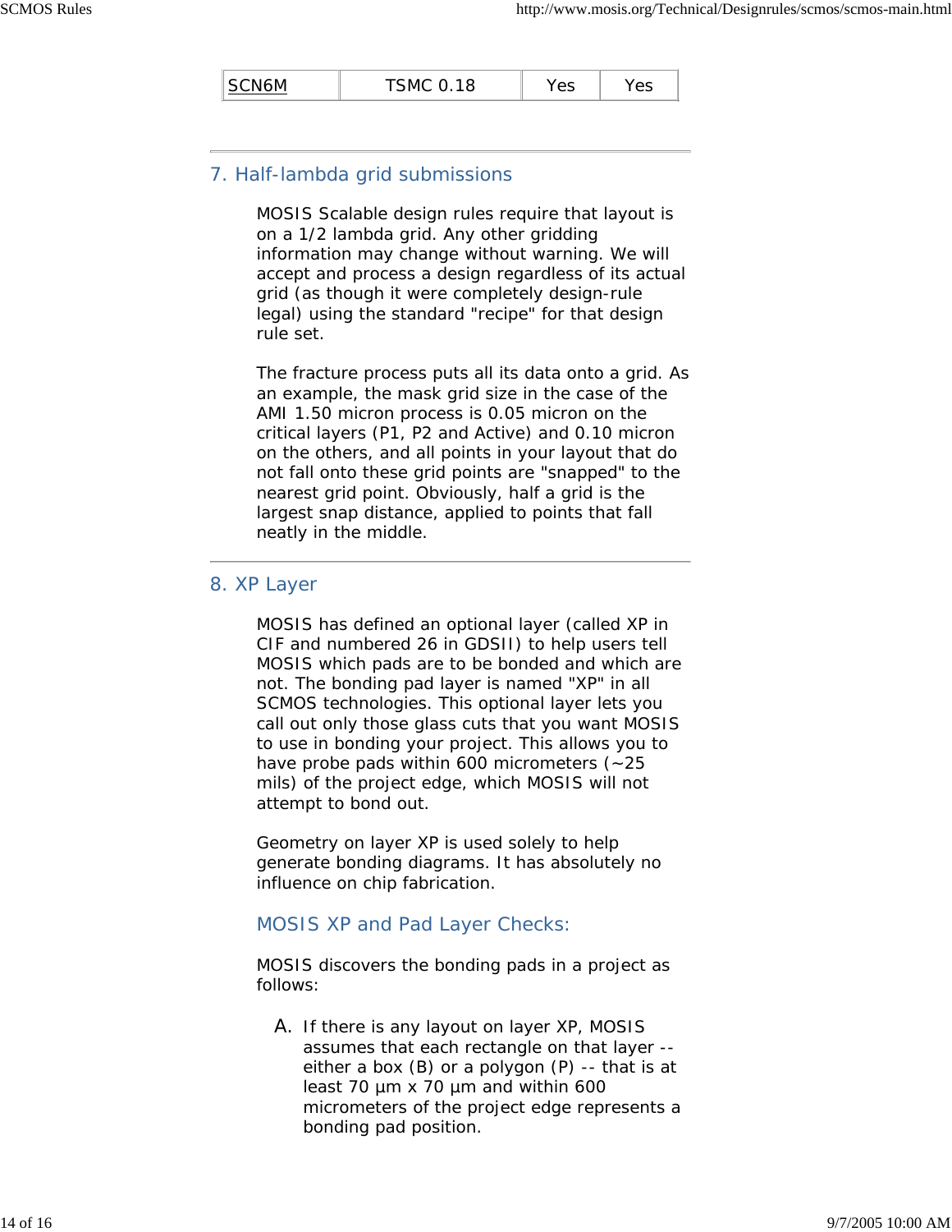| SCN6M | TSMC 0.18 | Yes | Yes |
|---|---|---|---|

## 7. Half-lambda grid submissions

MOSIS Scalable design rules require that layout is on a 1/2 lambda grid. Any other gridding information may change without warning. We will accept and process a design regardless of its actual grid (as though it were completely design-rule legal) using the standard "recipe" for that design rule set.

The fracture process puts all its data onto a grid. As an example, the mask grid size in the case of the AMI 1.50 micron process is 0.05 micron on the critical layers (P1, P2 and Active) and 0.10 micron on the others, and all points in your layout that do not fall onto these grid points are "snapped" to the nearest grid point. Obviously, half a grid is the largest snap distance, applied to points that fall neatly in the middle.

## 8. XP Layer

MOSIS has defined an optional layer (called XP in CIF and numbered 26 in GDSII) to help users tell MOSIS which pads are to be bonded and which are not. The bonding pad layer is named "XP" in all SCMOS technologies. This optional layer lets you call out only those glass cuts that you want MOSIS to use in bonding your project. This allows you to have probe pads within 600 micrometers (~25 mils) of the project edge, which MOSIS will not attempt to bond out.

Geometry on layer XP is used solely to help generate bonding diagrams. It has absolutely no influence on chip fabrication.

### MOSIS XP and Pad Layer Checks:

MOSIS discovers the bonding pads in a project as follows:

A. If there is any layout on layer XP, MOSIS assumes that each rectangle on that layer -- either a box (B) or a polygon (P) -- that is at least 70 µm x 70 µm and within 600 micrometers of the project edge represents a bonding pad position.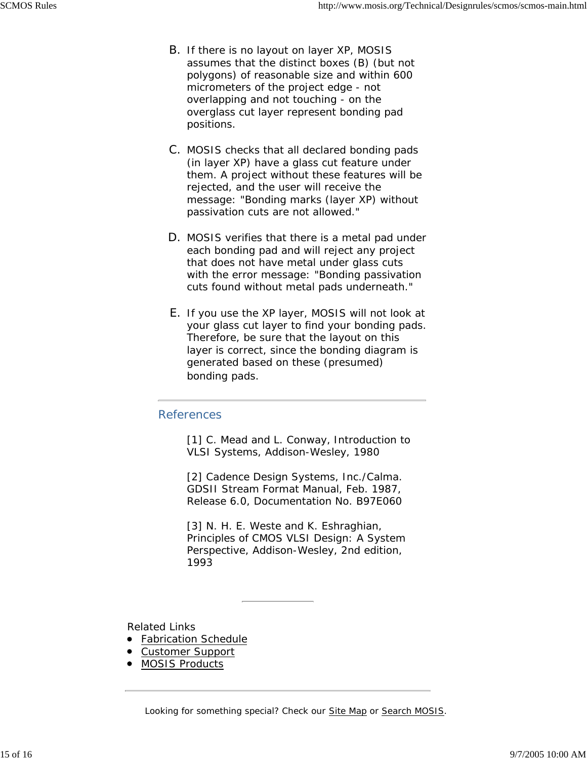B. If there is no layout on layer XP, MOSIS assumes that the distinct boxes (B) (but not polygons) of reasonable size and within 600 micrometers of the project edge - not overlapping and not touching - on the overglass cut layer represent bonding pad positions.

C. MOSIS checks that all declared bonding pads (in layer XP) have a glass cut feature under them. A project without these features will be rejected, and the user will receive the message: "Bonding marks (layer XP) without passivation cuts are not allowed."

D. MOSIS verifies that there is a metal pad under each bonding pad and will reject any project that does not have metal under glass cuts with the error message: "Bonding passivation cuts found without metal pads underneath."

E. If you use the XP layer, MOSIS will not look at your glass cut layer to find your bonding pads. Therefore, be sure that the layout on this layer is correct, since the bonding diagram is generated based on these (presumed) bonding pads.

---

## References

[1] C. Mead and L. Conway, Introduction to VLSI Systems, Addison-Wesley, 1980

[2] Cadence Design Systems, Inc./Calma. GDSII Stream Format Manual, Feb. 1987, Release 6.0, Documentation No. B97E060

[3] N. H. E. Weste and K. Eshraghian, Principles of CMOS VLSI Design: A System Perspective, Addison-Wesley, 2nd edition, 1993

---

Related Links

- Fabrication Schedule
- Customer Support
- MOSIS Products

---

Looking for something special? Check our Site Map or Search MOSIS.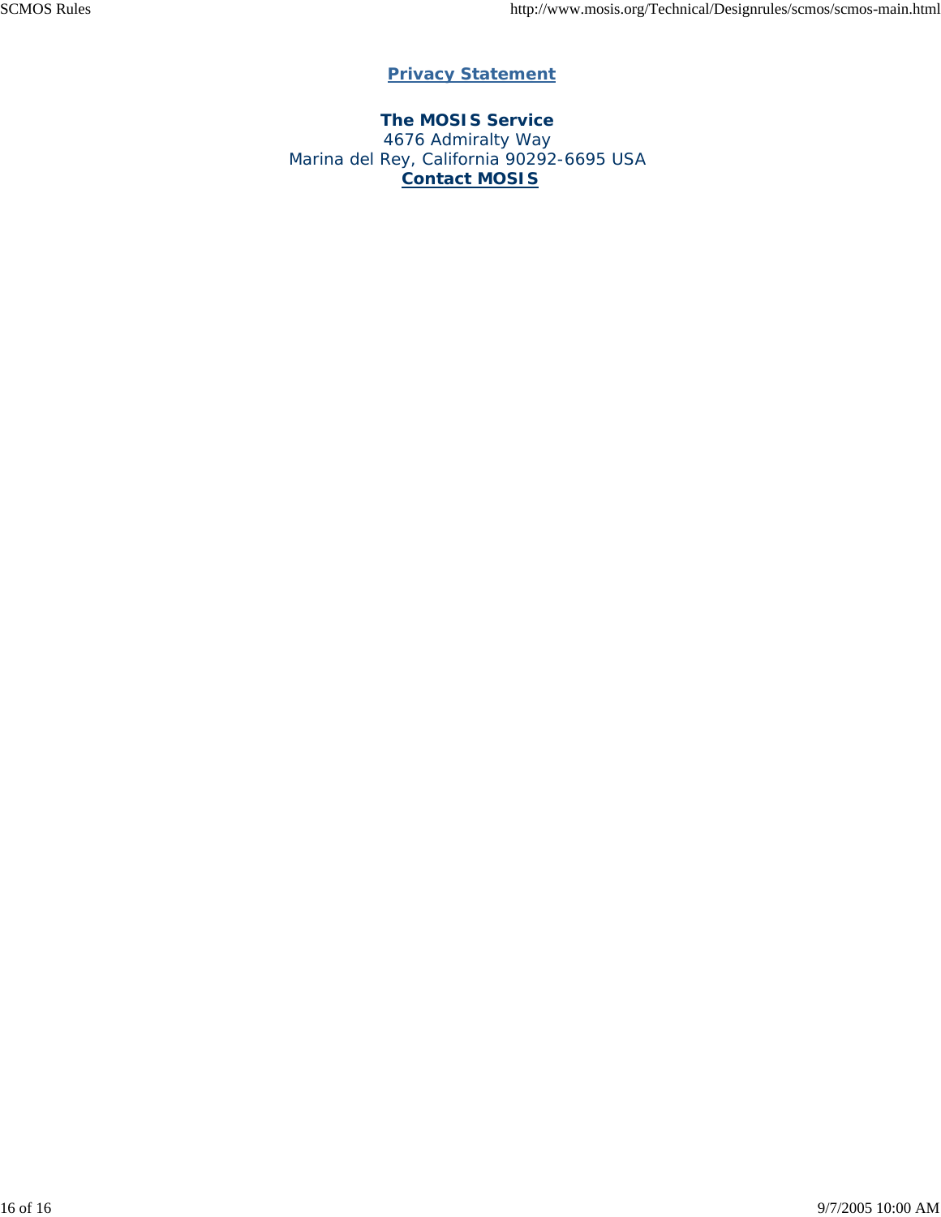**Privacy Statement**

**The MOSIS Service**
4676 Admiralty Way
Marina del Rey, California 90292-6695 USA
**Contact MOSIS**